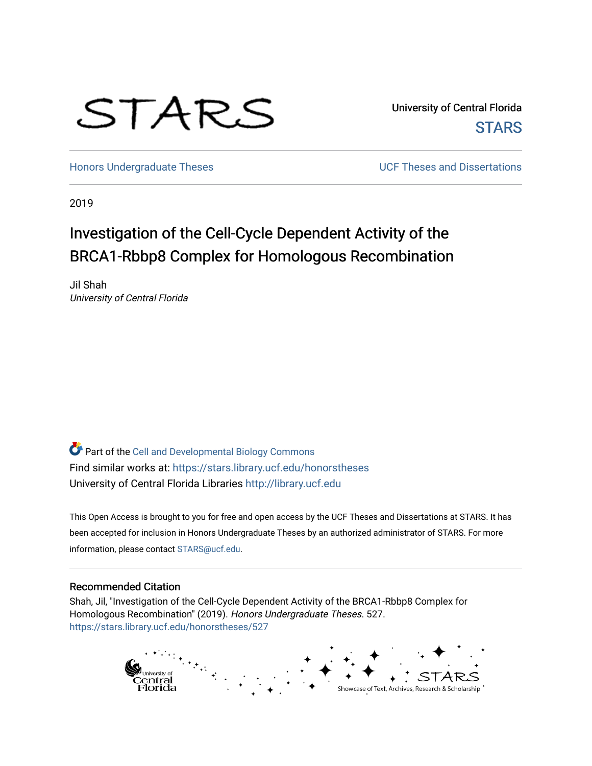STARS

University of Central Florida
STARS

Honors Undergraduate Theses | UCF Theses and Dissertations

2019

# Investigation of the Cell-Cycle Dependent Activity of the BRCA1-Rbbp8 Complex for Homologous Recombination

Jil Shah
*University of Central Florida*

Part of the Cell and Developmental Biology Commons
Find similar works at: https://stars.library.ucf.edu/honorstheses
University of Central Florida Libraries http://library.ucf.edu

This Open Access is brought to you for free and open access by the UCF Theses and Dissertations at STARS. It has been accepted for inclusion in Honors Undergraduate Theses by an authorized administrator of STARS. For more information, please contact STARS@ucf.edu.

## Recommended Citation

Shah, Jil, "Investigation of the Cell-Cycle Dependent Activity of the BRCA1-Rbbp8 Complex for Homologous Recombination" (2019). *Honors Undergraduate Theses*. 527.
https://stars.library.ucf.edu/honorstheses/527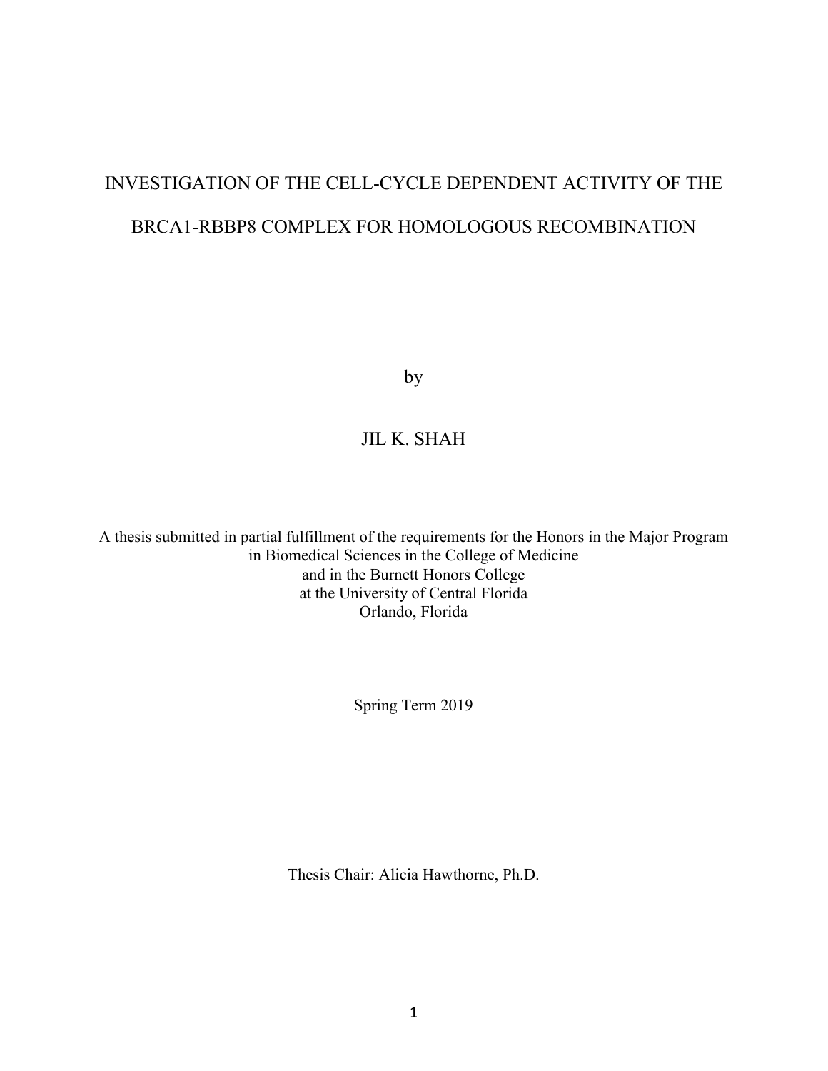# INVESTIGATION OF THE CELL-CYCLE DEPENDENT ACTIVITY OF THE BRCA1-RBBP8 COMPLEX FOR HOMOLOGOUS RECOMBINATION

by

JIL K. SHAH

A thesis submitted in partial fulfillment of the requirements for the Honors in the Major Program in Biomedical Sciences in the College of Medicine
and in the Burnett Honors College
at the University of Central Florida
Orlando, Florida

Spring Term 2019

Thesis Chair: Alicia Hawthorne, Ph.D.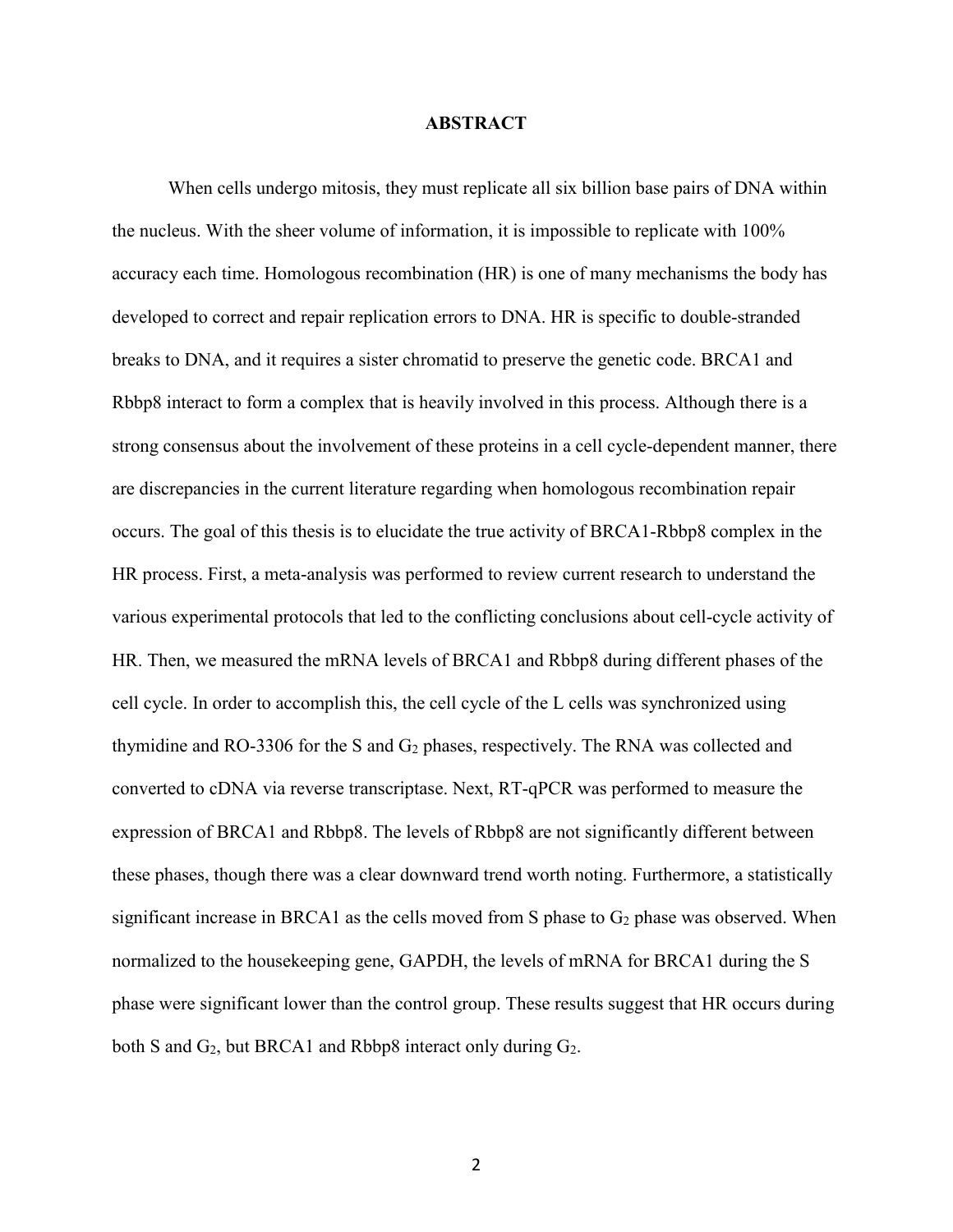# ABSTRACT

When cells undergo mitosis, they must replicate all six billion base pairs of DNA within the nucleus. With the sheer volume of information, it is impossible to replicate with 100% accuracy each time. Homologous recombination (HR) is one of many mechanisms the body has developed to correct and repair replication errors to DNA. HR is specific to double-stranded breaks to DNA, and it requires a sister chromatid to preserve the genetic code. BRCA1 and Rbbp8 interact to form a complex that is heavily involved in this process. Although there is a strong consensus about the involvement of these proteins in a cell cycle-dependent manner, there are discrepancies in the current literature regarding when homologous recombination repair occurs. The goal of this thesis is to elucidate the true activity of BRCA1-Rbbp8 complex in the HR process. First, a meta-analysis was performed to review current research to understand the various experimental protocols that led to the conflicting conclusions about cell-cycle activity of HR. Then, we measured the mRNA levels of BRCA1 and Rbbp8 during different phases of the cell cycle. In order to accomplish this, the cell cycle of the L cells was synchronized using thymidine and RO-3306 for the S and $G_2$ phases, respectively. The RNA was collected and converted to cDNA via reverse transcriptase. Next, RT-qPCR was performed to measure the expression of BRCA1 and Rbbp8. The levels of Rbbp8 are not significantly different between these phases, though there was a clear downward trend worth noting. Furthermore, a statistically significant increase in BRCA1 as the cells moved from S phase to $G_2$ phase was observed. When normalized to the housekeeping gene, GAPDH, the levels of mRNA for BRCA1 during the S phase were significant lower than the control group. These results suggest that HR occurs during both S and $G_2$, but BRCA1 and Rbbp8 interact only during $G_2$.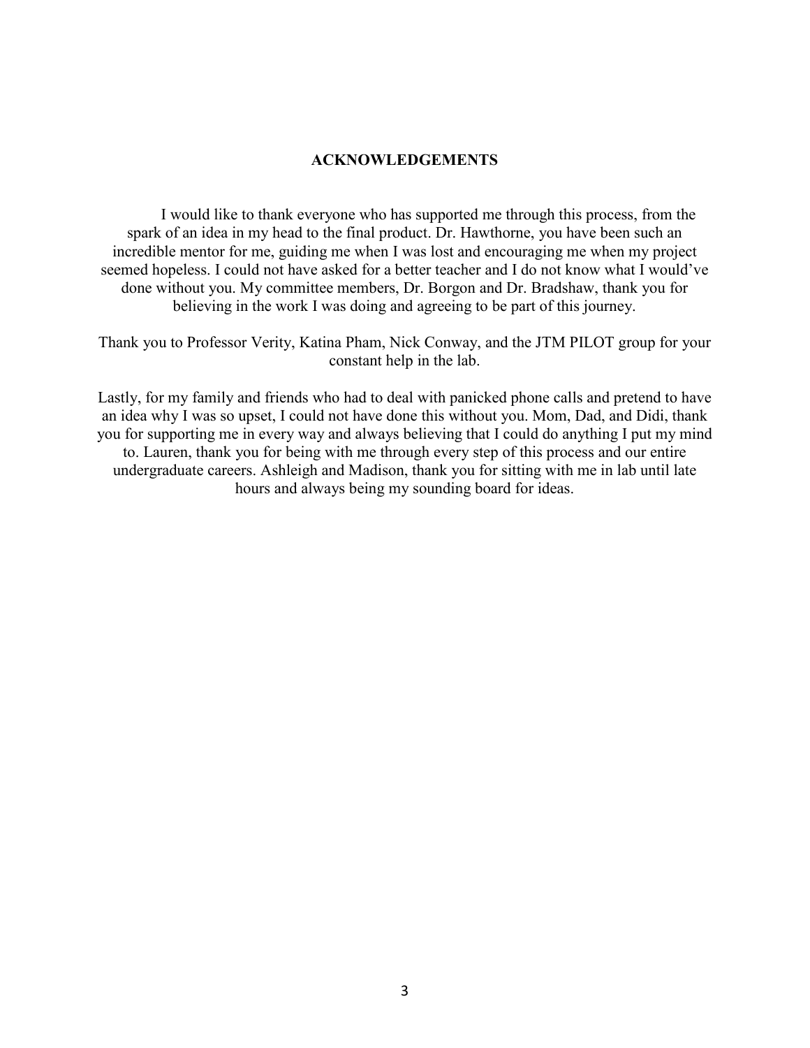## ACKNOWLEDGEMENTS

I would like to thank everyone who has supported me through this process, from the spark of an idea in my head to the final product. Dr. Hawthorne, you have been such an incredible mentor for me, guiding me when I was lost and encouraging me when my project seemed hopeless. I could not have asked for a better teacher and I do not know what I would've done without you. My committee members, Dr. Borgon and Dr. Bradshaw, thank you for believing in the work I was doing and agreeing to be part of this journey.

Thank you to Professor Verity, Katina Pham, Nick Conway, and the JTM PILOT group for your constant help in the lab.

Lastly, for my family and friends who had to deal with panicked phone calls and pretend to have an idea why I was so upset, I could not have done this without you. Mom, Dad, and Didi, thank you for supporting me in every way and always believing that I could do anything I put my mind to. Lauren, thank you for being with me through every step of this process and our entire undergraduate careers. Ashleigh and Madison, thank you for sitting with me in lab until late hours and always being my sounding board for ideas.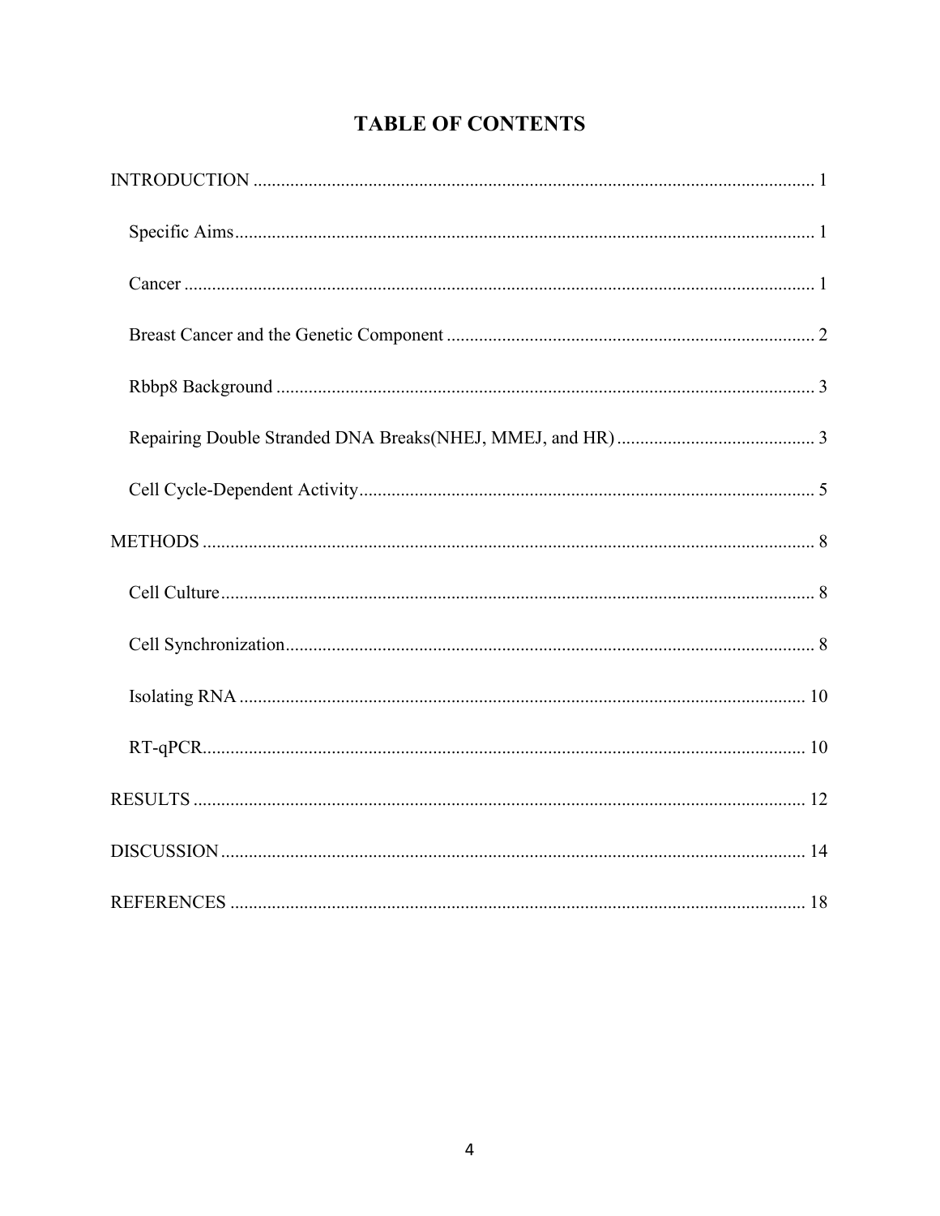# TABLE OF CONTENTS

INTRODUCTION ........................................................................................................................ 1

- Specific Aims ........................................................................................................................ 1
- Cancer ................................................................................................................................. 1
- Breast Cancer and the Genetic Component .......................................................................... 2
- Rbbp8 Background ............................................................................................................... 3
- Repairing Double Stranded DNA Breaks(NHEJ, MMEJ, and HR) ......................................... 3
- Cell Cycle-Dependent Activity ............................................................................................... 5

METHODS ................................................................................................................................ 8

- Cell Culture .......................................................................................................................... 8
- Cell Synchronization ............................................................................................................. 8
- Isolating RNA ..................................................................................................................... 10
- RT-qPCR ............................................................................................................................ 10

RESULTS ................................................................................................................................ 12

DISCUSSION .......................................................................................................................... 14

REFERENCES ......................................................................................................................... 18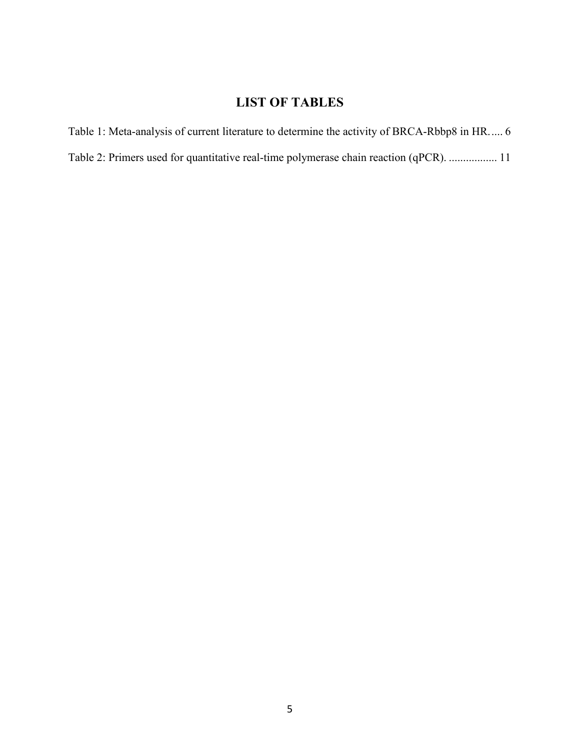# LIST OF TABLES

Table 1: Meta-analysis of current literature to determine the activity of BRCA-Rbbp8 in HR….. 6

Table 2: Primers used for quantitative real-time polymerase chain reaction (qPCR). ................. 11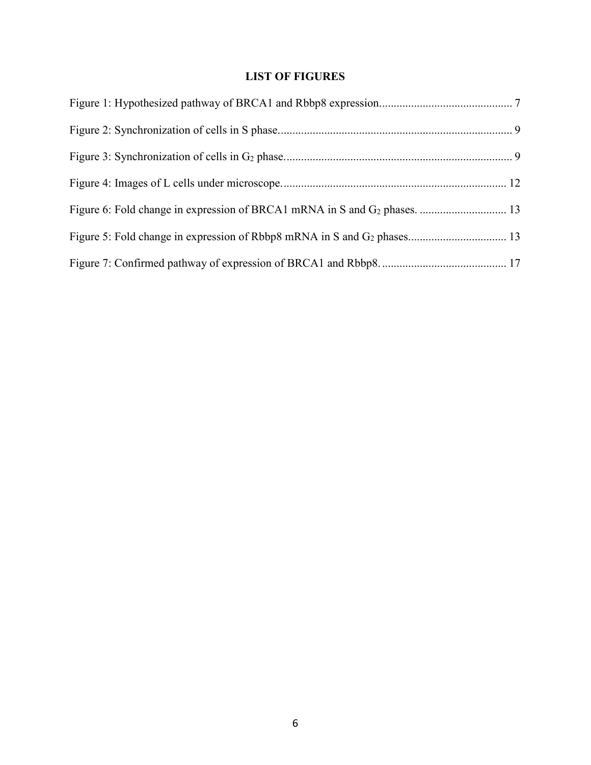# LIST OF FIGURES

Figure 1: Hypothesized pathway of BRCA1 and Rbbp8 expression............................................. 7

Figure 2: Synchronization of cells in S phase................................................................................ 9

Figure 3: Synchronization of cells in $G_2$ phase.............................................................................. 9

Figure 4: Images of L cells under microscope............................................................................. 12

Figure 6: Fold change in expression of BRCA1 mRNA in S and $G_2$ phases. .............................. 13

Figure 5: Fold change in expression of Rbbp8 mRNA in S and $G_2$ phases.................................. 13

Figure 7: Confirmed pathway of expression of BRCA1 and Rbbp8. ........................................... 17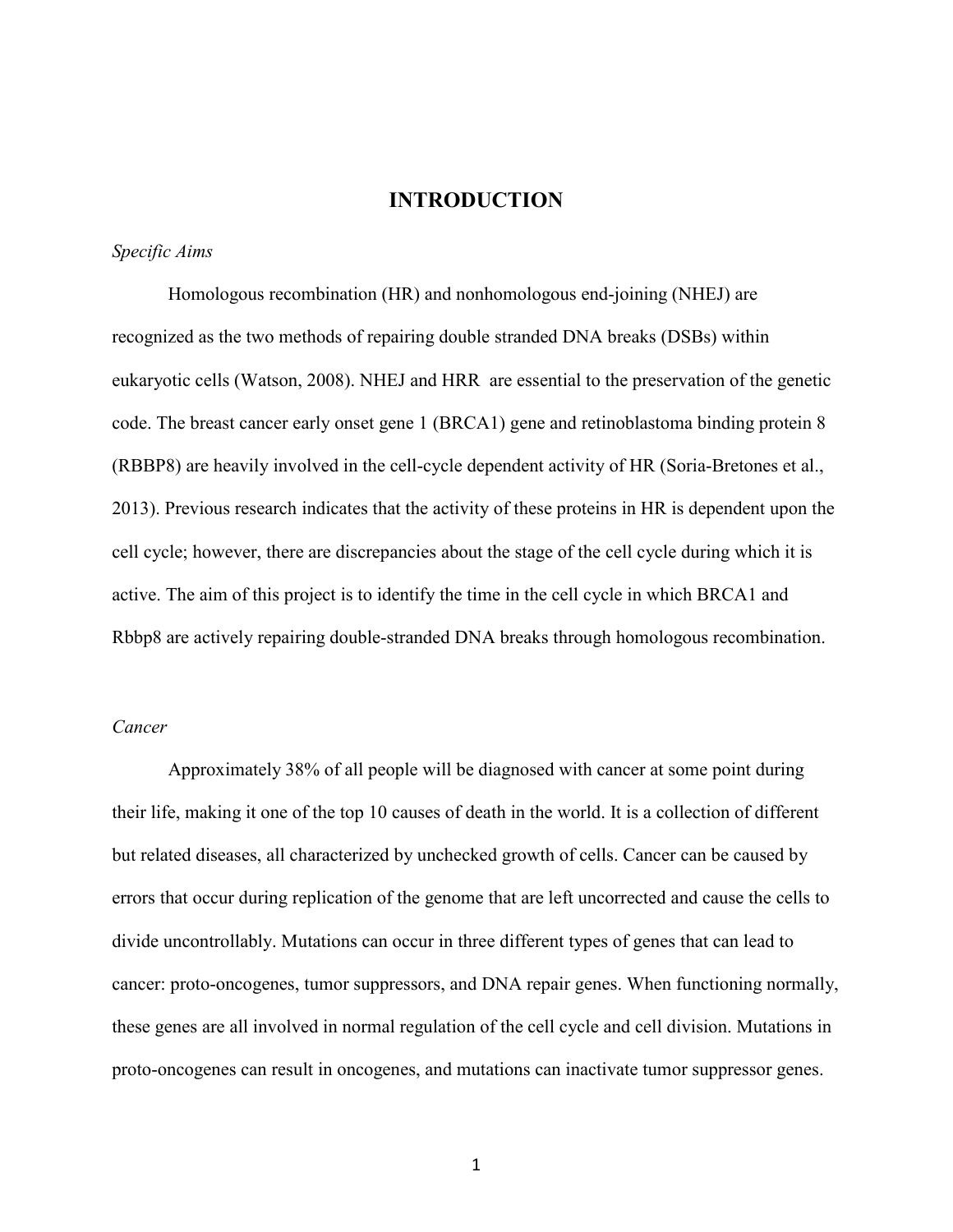# INTRODUCTION

*Specific Aims*

Homologous recombination (HR) and nonhomologous end-joining (NHEJ) are recognized as the two methods of repairing double stranded DNA breaks (DSBs) within eukaryotic cells (Watson, 2008). NHEJ and HRR are essential to the preservation of the genetic code. The breast cancer early onset gene 1 (BRCA1) gene and retinoblastoma binding protein 8 (RBBP8) are heavily involved in the cell-cycle dependent activity of HR (Soria-Bretones et al., 2013). Previous research indicates that the activity of these proteins in HR is dependent upon the cell cycle; however, there are discrepancies about the stage of the cell cycle during which it is active. The aim of this project is to identify the time in the cell cycle in which BRCA1 and Rbbp8 are actively repairing double-stranded DNA breaks through homologous recombination.

*Cancer*

Approximately 38% of all people will be diagnosed with cancer at some point during their life, making it one of the top 10 causes of death in the world. It is a collection of different but related diseases, all characterized by unchecked growth of cells. Cancer can be caused by errors that occur during replication of the genome that are left uncorrected and cause the cells to divide uncontrollably. Mutations can occur in three different types of genes that can lead to cancer: proto-oncogenes, tumor suppressors, and DNA repair genes. When functioning normally, these genes are all involved in normal regulation of the cell cycle and cell division. Mutations in proto-oncogenes can result in oncogenes, and mutations can inactivate tumor suppressor genes.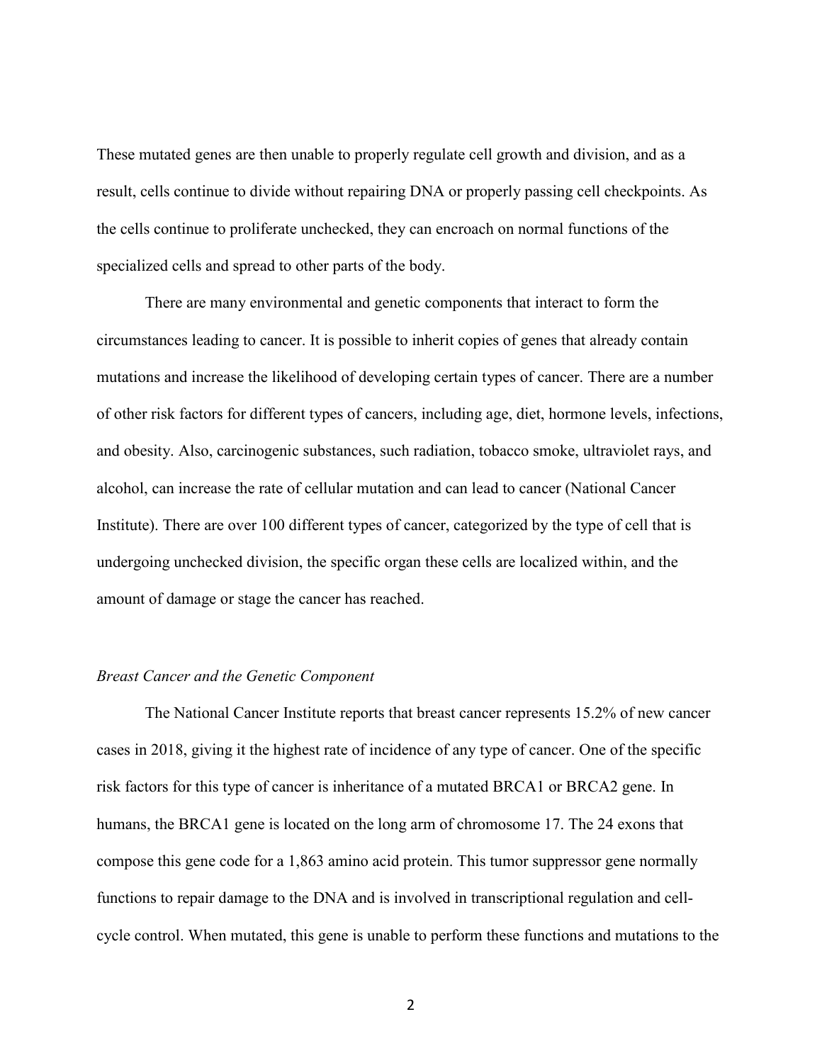These mutated genes are then unable to properly regulate cell growth and division, and as a result, cells continue to divide without repairing DNA or properly passing cell checkpoints. As the cells continue to proliferate unchecked, they can encroach on normal functions of the specialized cells and spread to other parts of the body.

There are many environmental and genetic components that interact to form the circumstances leading to cancer. It is possible to inherit copies of genes that already contain mutations and increase the likelihood of developing certain types of cancer. There are a number of other risk factors for different types of cancers, including age, diet, hormone levels, infections, and obesity. Also, carcinogenic substances, such radiation, tobacco smoke, ultraviolet rays, and alcohol, can increase the rate of cellular mutation and can lead to cancer (National Cancer Institute). There are over 100 different types of cancer, categorized by the type of cell that is undergoing unchecked division, the specific organ these cells are localized within, and the amount of damage or stage the cancer has reached.

### *Breast Cancer and the Genetic Component*

The National Cancer Institute reports that breast cancer represents 15.2% of new cancer cases in 2018, giving it the highest rate of incidence of any type of cancer. One of the specific risk factors for this type of cancer is inheritance of a mutated BRCA1 or BRCA2 gene. In humans, the BRCA1 gene is located on the long arm of chromosome 17. The 24 exons that compose this gene code for a 1,863 amino acid protein. This tumor suppressor gene normally functions to repair damage to the DNA and is involved in transcriptional regulation and cell-cycle control. When mutated, this gene is unable to perform these functions and mutations to the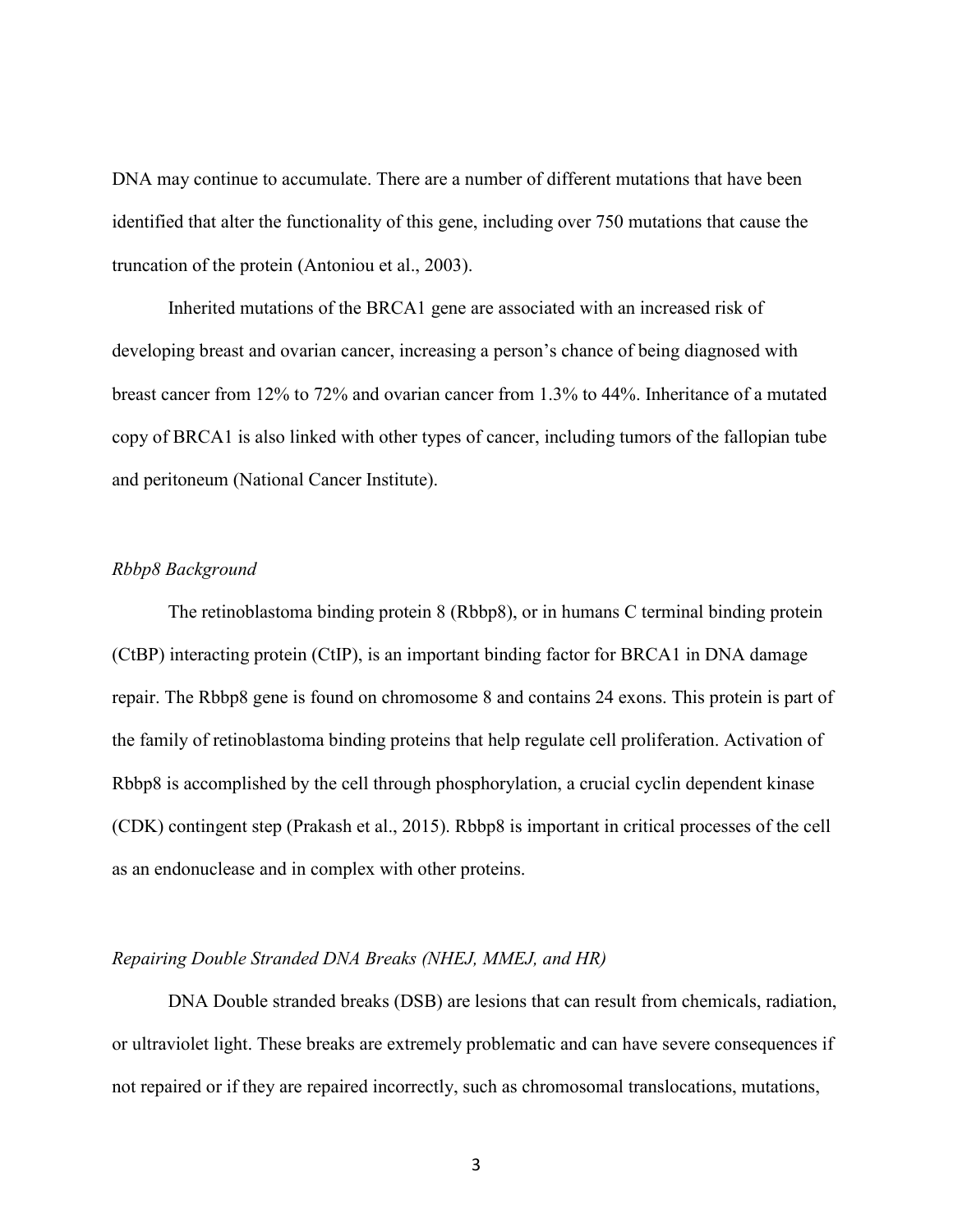DNA may continue to accumulate. There are a number of different mutations that have been identified that alter the functionality of this gene, including over 750 mutations that cause the truncation of the protein (Antoniou et al., 2003).

Inherited mutations of the BRCA1 gene are associated with an increased risk of developing breast and ovarian cancer, increasing a person's chance of being diagnosed with breast cancer from 12% to 72% and ovarian cancer from 1.3% to 44%. Inheritance of a mutated copy of BRCA1 is also linked with other types of cancer, including tumors of the fallopian tube and peritoneum (National Cancer Institute).

### *Rbbp8 Background*

The retinoblastoma binding protein 8 (Rbbp8), or in humans C terminal binding protein (CtBP) interacting protein (CtIP), is an important binding factor for BRCA1 in DNA damage repair. The Rbbp8 gene is found on chromosome 8 and contains 24 exons. This protein is part of the family of retinoblastoma binding proteins that help regulate cell proliferation. Activation of Rbbp8 is accomplished by the cell through phosphorylation, a crucial cyclin dependent kinase (CDK) contingent step (Prakash et al., 2015). Rbbp8 is important in critical processes of the cell as an endonuclease and in complex with other proteins.

### *Repairing Double Stranded DNA Breaks (NHEJ, MMEJ, and HR)*

DNA Double stranded breaks (DSB) are lesions that can result from chemicals, radiation, or ultraviolet light. These breaks are extremely problematic and can have severe consequences if not repaired or if they are repaired incorrectly, such as chromosomal translocations, mutations,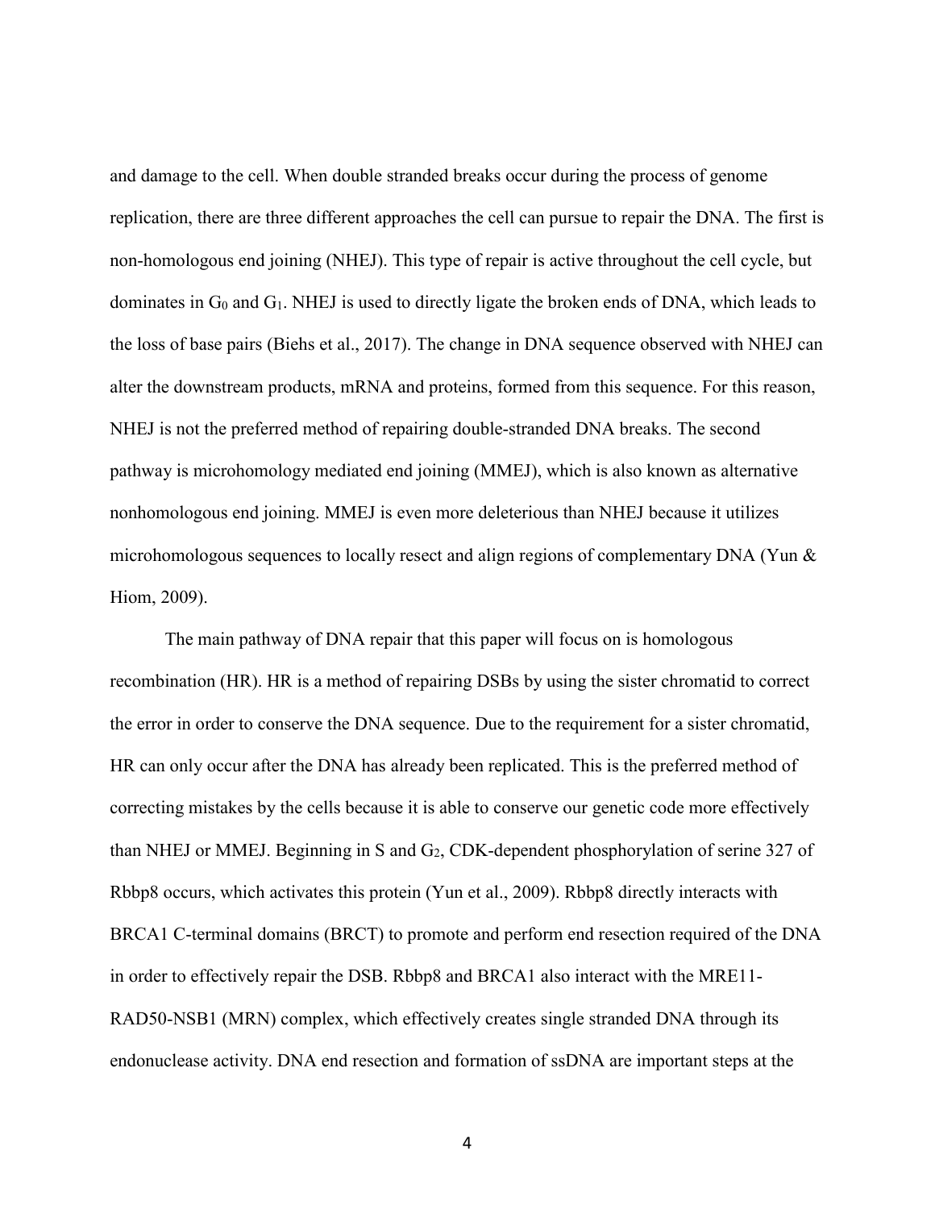and damage to the cell. When double stranded breaks occur during the process of genome replication, there are three different approaches the cell can pursue to repair the DNA. The first is non-homologous end joining (NHEJ). This type of repair is active throughout the cell cycle, but dominates in $G_0$ and $G_1$. NHEJ is used to directly ligate the broken ends of DNA, which leads to the loss of base pairs (Biehs et al., 2017). The change in DNA sequence observed with NHEJ can alter the downstream products, mRNA and proteins, formed from this sequence. For this reason, NHEJ is not the preferred method of repairing double-stranded DNA breaks. The second pathway is microhomology mediated end joining (MMEJ), which is also known as alternative nonhomologous end joining. MMEJ is even more deleterious than NHEJ because it utilizes microhomologous sequences to locally resect and align regions of complementary DNA (Yun & Hiom, 2009).

The main pathway of DNA repair that this paper will focus on is homologous recombination (HR). HR is a method of repairing DSBs by using the sister chromatid to correct the error in order to conserve the DNA sequence. Due to the requirement for a sister chromatid, HR can only occur after the DNA has already been replicated. This is the preferred method of correcting mistakes by the cells because it is able to conserve our genetic code more effectively than NHEJ or MMEJ. Beginning in S and $G_2$, CDK-dependent phosphorylation of serine 327 of Rbbp8 occurs, which activates this protein (Yun et al., 2009). Rbbp8 directly interacts with BRCA1 C-terminal domains (BRCT) to promote and perform end resection required of the DNA in order to effectively repair the DSB. Rbbp8 and BRCA1 also interact with the MRE11-RAD50-NSB1 (MRN) complex, which effectively creates single stranded DNA through its endonuclease activity. DNA end resection and formation of ssDNA are important steps at the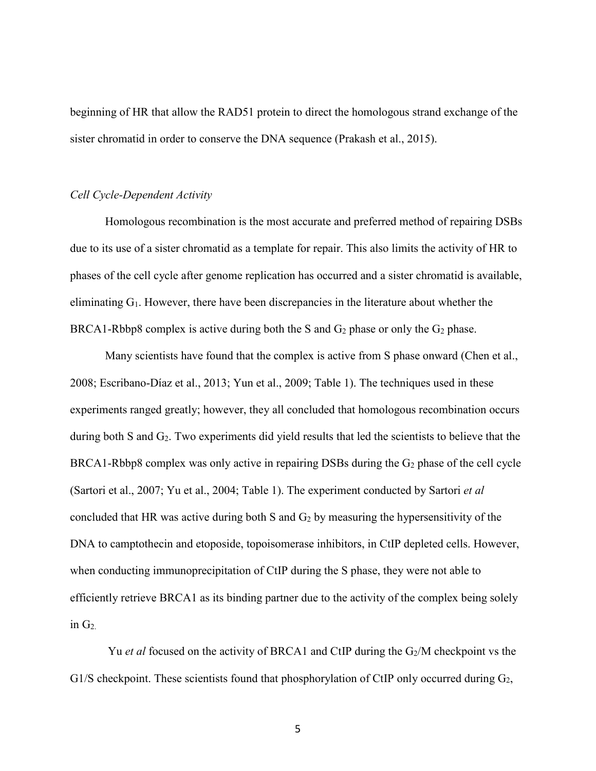beginning of HR that allow the RAD51 protein to direct the homologous strand exchange of the sister chromatid in order to conserve the DNA sequence (Prakash et al., 2015).

### *Cell Cycle-Dependent Activity*

Homologous recombination is the most accurate and preferred method of repairing DSBs due to its use of a sister chromatid as a template for repair. This also limits the activity of HR to phases of the cell cycle after genome replication has occurred and a sister chromatid is available, eliminating $G_1$. However, there have been discrepancies in the literature about whether the BRCA1-Rbbp8 complex is active during both the S and $G_2$ phase or only the $G_2$ phase.

Many scientists have found that the complex is active from S phase onward (Chen et al., 2008; Escribano-Díaz et al., 2013; Yun et al., 2009; Table 1). The techniques used in these experiments ranged greatly; however, they all concluded that homologous recombination occurs during both S and $G_2$. Two experiments did yield results that led the scientists to believe that the BRCA1-Rbbp8 complex was only active in repairing DSBs during the $G_2$ phase of the cell cycle (Sartori et al., 2007; Yu et al., 2004; Table 1). The experiment conducted by Sartori *et al* concluded that HR was active during both S and $G_2$ by measuring the hypersensitivity of the DNA to camptothecin and etoposide, topoisomerase inhibitors, in CtIP depleted cells. However, when conducting immunoprecipitation of CtIP during the S phase, they were not able to efficiently retrieve BRCA1 as its binding partner due to the activity of the complex being solely in $G_2$.

Yu *et al* focused on the activity of BRCA1 and CtIP during the $G_2$/M checkpoint vs the G1/S checkpoint. These scientists found that phosphorylation of CtIP only occurred during $G_2$,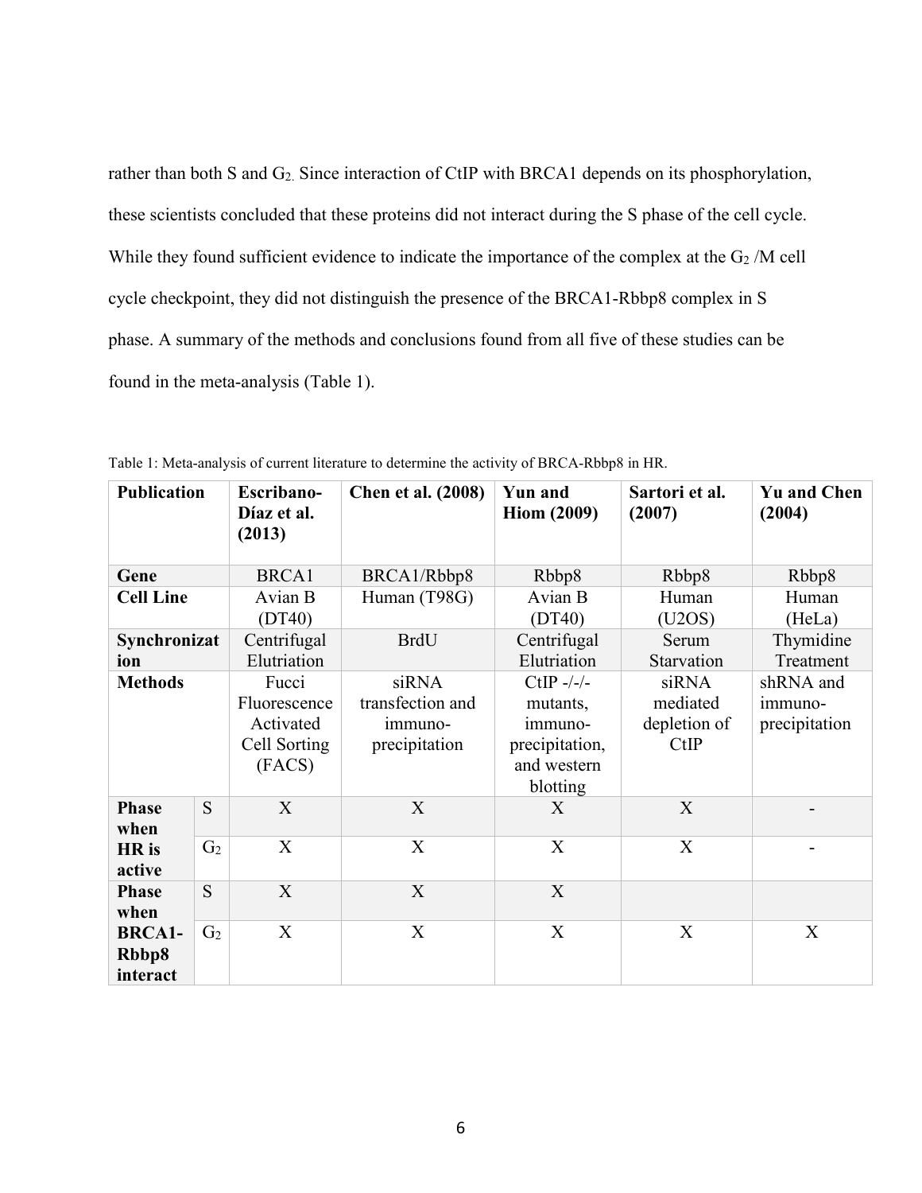rather than both S and $G_2$. Since interaction of CtIP with BRCA1 depends on its phosphorylation, these scientists concluded that these proteins did not interact during the S phase of the cell cycle. While they found sufficient evidence to indicate the importance of the complex at the $G_2$ /M cell cycle checkpoint, they did not distinguish the presence of the BRCA1-Rbbp8 complex in S phase. A summary of the methods and conclusions found from all five of these studies can be found in the meta-analysis (Table 1).

Table 1: Meta-analysis of current literature to determine the activity of BRCA-Rbbp8 in HR.

| **Publication** | | **Escribano-Díaz et al. (2013)** | **Chen et al. (2008)** | **Yun and Hiom (2009)** | **Sartori et al. (2007)** | **Yu and Chen (2004)** |
|---|---|---|---|---|---|---|
| **Gene** | | BRCA1 | BRCA1/Rbbp8 | Rbbp8 | Rbbp8 | Rbbp8 |
| **Cell Line** | | Avian B (DT40) | Human (T98G) | Avian B (DT40) | Human (U2OS) | Human (HeLa) |
| **Synchronization** | | Centrifugal Elutriation | BrdU | Centrifugal Elutriation | Serum Starvation | Thymidine Treatment |
| **Methods** | | Fucci Fluorescence Activated Cell Sorting (FACS) | siRNA transfection and immuno-precipitation | CtIP -/-/- mutants, immuno-precipitation, and western blotting | siRNA mediated depletion of CtIP | shRNA and immuno-precipitation |
| **Phase when HR is active** | S | X | X | X | X | - |
| | $G_2$ | X | X | X | X | - |
| **Phase when BRCA1-Rbbp8 interact** | S | X | X | X | | |
| | $G_2$ | X | X | X | X | X |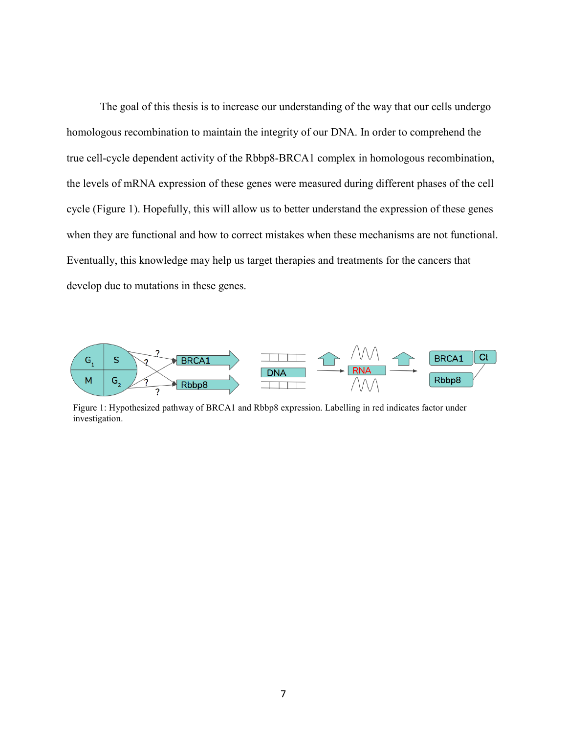The goal of this thesis is to increase our understanding of the way that our cells undergo homologous recombination to maintain the integrity of our DNA. In order to comprehend the true cell-cycle dependent activity of the Rbbp8-BRCA1 complex in homologous recombination, the levels of mRNA expression of these genes were measured during different phases of the cell cycle (Figure 1). Hopefully, this will allow us to better understand the expression of these genes when they are functional and how to correct mistakes when these mechanisms are not functional. Eventually, this knowledge may help us target therapies and treatments for the cancers that develop due to mutations in these genes.

Figure 1: Hypothesized pathway of BRCA1 and Rbbp8 expression. Labelling in red indicates factor under investigation.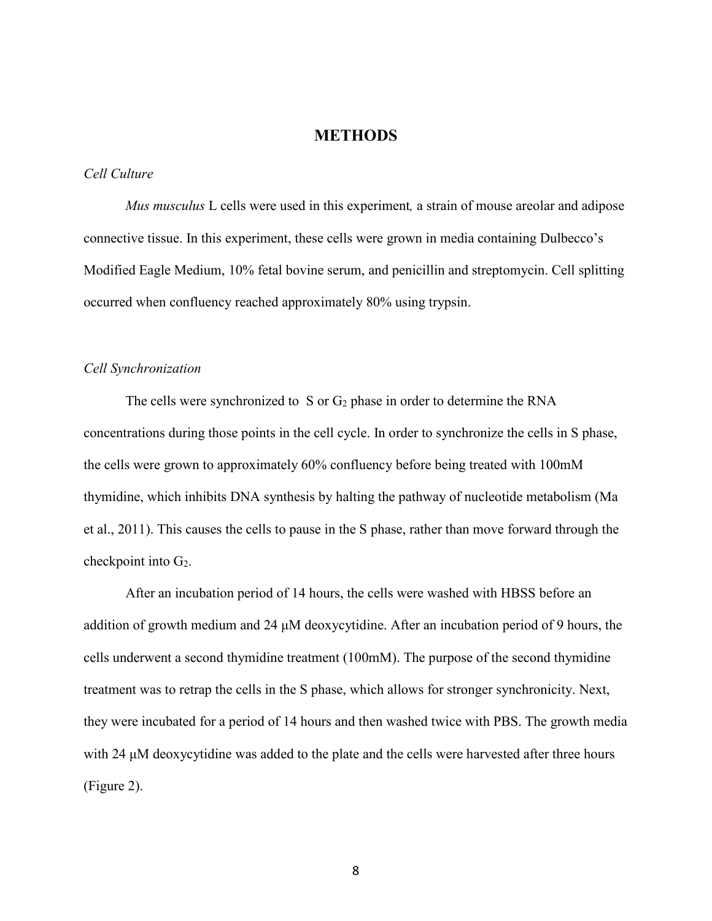## METHODS

### *Cell Culture*

*Mus musculus* L cells were used in this experiment*,* a strain of mouse areolar and adipose connective tissue. In this experiment, these cells were grown in media containing Dulbecco's Modified Eagle Medium, 10% fetal bovine serum, and penicillin and streptomycin. Cell splitting occurred when confluency reached approximately 80% using trypsin.

### *Cell Synchronization*

The cells were synchronized to S or $G_2$ phase in order to determine the RNA concentrations during those points in the cell cycle. In order to synchronize the cells in S phase, the cells were grown to approximately 60% confluency before being treated with 100mM thymidine, which inhibits DNA synthesis by halting the pathway of nucleotide metabolism (Ma et al., 2011). This causes the cells to pause in the S phase, rather than move forward through the checkpoint into $G_2$.

After an incubation period of 14 hours, the cells were washed with HBSS before an addition of growth medium and 24 μM deoxycytidine. After an incubation period of 9 hours, the cells underwent a second thymidine treatment (100mM). The purpose of the second thymidine treatment was to retrap the cells in the S phase, which allows for stronger synchronicity. Next, they were incubated for a period of 14 hours and then washed twice with PBS. The growth media with 24 μM deoxycytidine was added to the plate and the cells were harvested after three hours (Figure 2).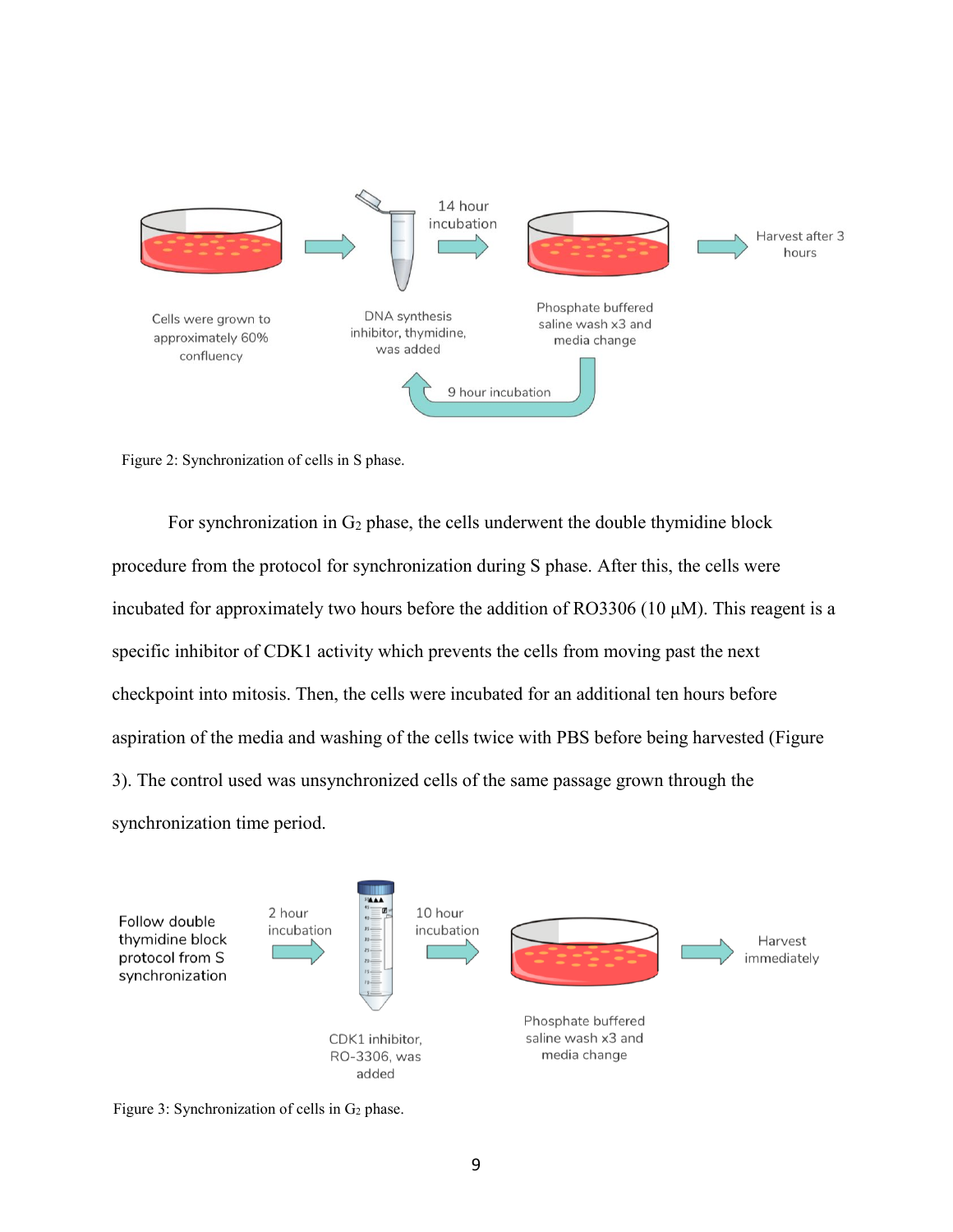Figure 2: Synchronization of cells in S phase.

For synchronization in $G_2$ phase, the cells underwent the double thymidine block procedure from the protocol for synchronization during S phase. After this, the cells were incubated for approximately two hours before the addition of RO3306 (10 μM). This reagent is a specific inhibitor of CDK1 activity which prevents the cells from moving past the next checkpoint into mitosis. Then, the cells were incubated for an additional ten hours before aspiration of the media and washing of the cells twice with PBS before being harvested (Figure 3). The control used was unsynchronized cells of the same passage grown through the synchronization time period.

Figure 3: Synchronization of cells in $G_2$ phase.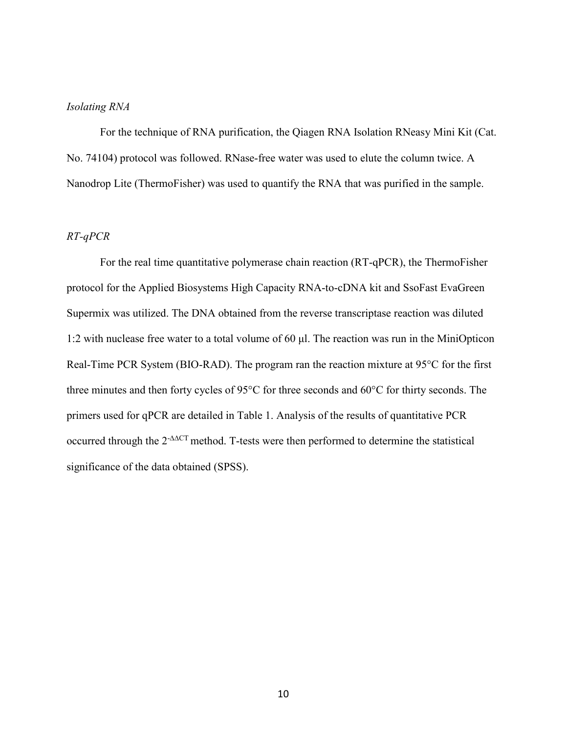*Isolating RNA*

For the technique of RNA purification, the Qiagen RNA Isolation RNeasy Mini Kit (Cat. No. 74104) protocol was followed. RNase-free water was used to elute the column twice. A Nanodrop Lite (ThermoFisher) was used to quantify the RNA that was purified in the sample.

*RT-qPCR*

For the real time quantitative polymerase chain reaction (RT-qPCR), the ThermoFisher protocol for the Applied Biosystems High Capacity RNA-to-cDNA kit and SsoFast EvaGreen Supermix was utilized. The DNA obtained from the reverse transcriptase reaction was diluted 1:2 with nuclease free water to a total volume of 60 μl. The reaction was run in the MiniOpticon Real-Time PCR System (BIO-RAD). The program ran the reaction mixture at 95°C for the first three minutes and then forty cycles of 95°C for three seconds and 60°C for thirty seconds. The primers used for qPCR are detailed in Table 1. Analysis of the results of quantitative PCR occurred through the $2^{-\Delta\Delta CT}$ method. T-tests were then performed to determine the statistical significance of the data obtained (SPSS).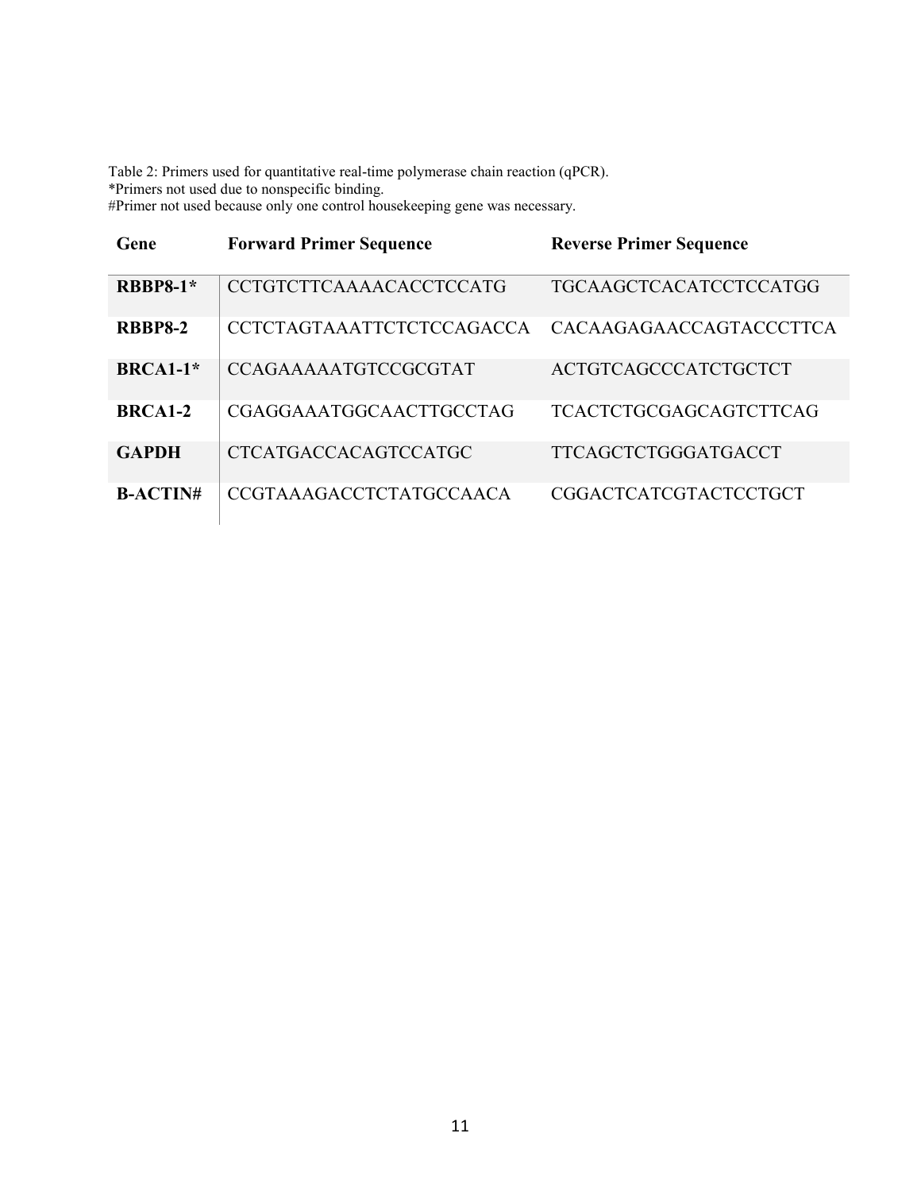Table 2: Primers used for quantitative real-time polymerase chain reaction (qPCR).
*Primers not used due to nonspecific binding.
#Primer not used because only one control housekeeping gene was necessary.

| Gene | Forward Primer Sequence | Reverse Primer Sequence |
|---|---|---|
| **RBBP8-1*** | CCTGTCTTCAAAACACCTCCATG | TGCAAGCTCACATCCTCCATGG |
| **RBBP8-2** | CCTCTAGTAAATTCTCTCCAGACCA | CACAAGAGAACCAGTACCCTTCA |
| **BRCA1-1*** | CCAGAAAAAATGTCCGCGTAT | ACTGTCAGCCCATCTGCTCT |
| **BRCA1-2** | CGAGGAAATGGCAACTTGCCTAG | TCACTCTGCGAGCAGTCTTCAG |
| **GAPDH** | CTCATGACCACAGTCCATGC | TTCAGCTCTGGGATGACCT |
| **B-ACTIN#** | CCGTAAAGACCTCTATGCCAACA | CGGACTCATCGTACTCCTGCT |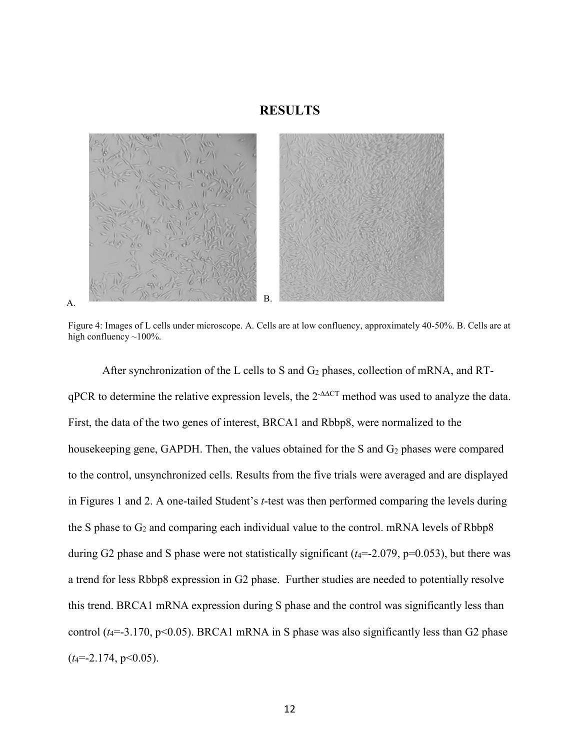# RESULTS

A. B.

Figure 4: Images of L cells under microscope. A. Cells are at low confluency, approximately 40-50%. B. Cells are at high confluency ~100%.

After synchronization of the L cells to S and $G_2$ phases, collection of mRNA, and RT-qPCR to determine the relative expression levels, the $2^{-\Delta\Delta CT}$ method was used to analyze the data. First, the data of the two genes of interest, BRCA1 and Rbbp8, were normalized to the housekeeping gene, GAPDH. Then, the values obtained for the S and $G_2$ phases were compared to the control, unsynchronized cells. Results from the five trials were averaged and are displayed in Figures 1 and 2. A one-tailed Student's *t*-test was then performed comparing the levels during the S phase to $G_2$ and comparing each individual value to the control. mRNA levels of Rbbp8 during G2 phase and S phase were not statistically significant ($t_4$=-2.079, p=0.053), but there was a trend for less Rbbp8 expression in G2 phase. Further studies are needed to potentially resolve this trend. BRCA1 mRNA expression during S phase and the control was significantly less than control ($t_4$=-3.170, $p<0.05$). BRCA1 mRNA in S phase was also significantly less than G2 phase ($t_4$=-2.174, $p<0.05$).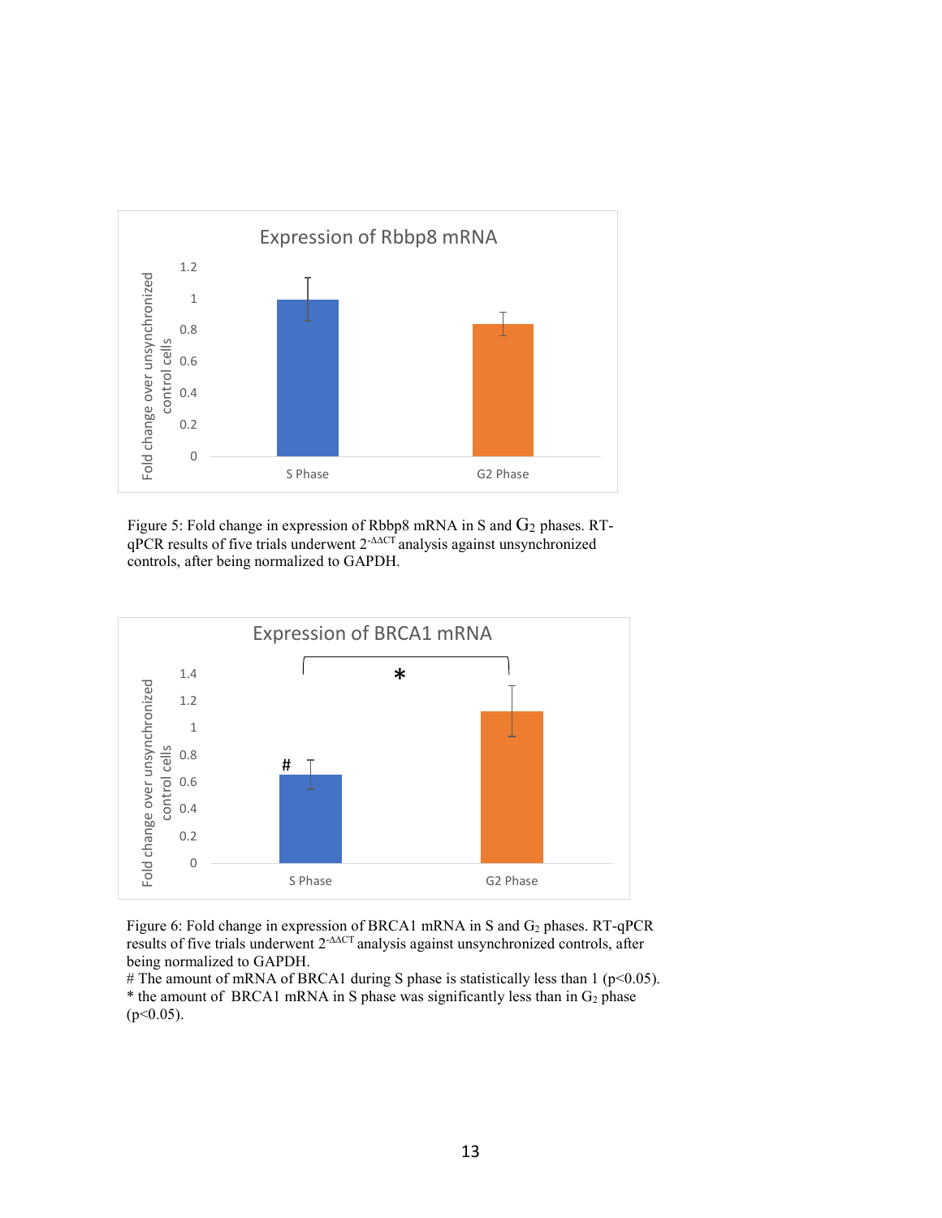Figure 5: Fold change in expression of Rbbp8 mRNA in S and $G_2$ phases. RT-qPCR results of five trials underwent $2^{-\Delta\Delta CT}$ analysis against unsynchronized controls, after being normalized to GAPDH.

Figure 6: Fold change in expression of BRCA1 mRNA in S and $G_2$ phases. RT-qPCR results of five trials underwent $2^{-\Delta\Delta CT}$ analysis against unsynchronized controls, after being normalized to GAPDH.
# The amount of mRNA of BRCA1 during S phase is statistically less than 1 ($p<0.05$).
* the amount of BRCA1 mRNA in S phase was significantly less than in $G_2$ phase ($p<0.05$).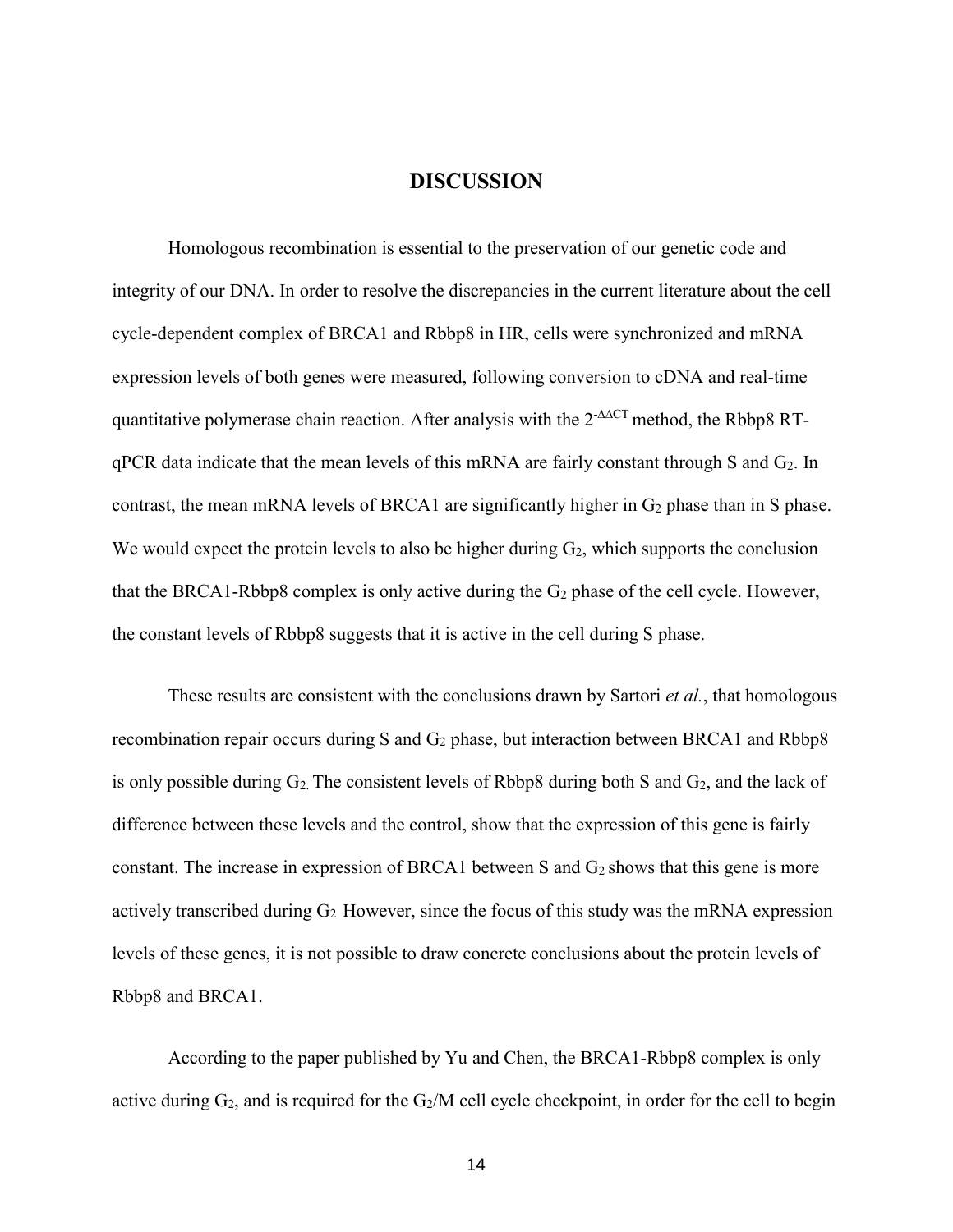# DISCUSSION

Homologous recombination is essential to the preservation of our genetic code and integrity of our DNA. In order to resolve the discrepancies in the current literature about the cell cycle-dependent complex of BRCA1 and Rbbp8 in HR, cells were synchronized and mRNA expression levels of both genes were measured, following conversion to cDNA and real-time quantitative polymerase chain reaction. After analysis with the $2^{-\Delta\Delta CT}$ method, the Rbbp8 RT-qPCR data indicate that the mean levels of this mRNA are fairly constant through S and $G_2$. In contrast, the mean mRNA levels of BRCA1 are significantly higher in $G_2$ phase than in S phase. We would expect the protein levels to also be higher during $G_2$, which supports the conclusion that the BRCA1-Rbbp8 complex is only active during the $G_2$ phase of the cell cycle. However, the constant levels of Rbbp8 suggests that it is active in the cell during S phase.

These results are consistent with the conclusions drawn by Sartori *et al.*, that homologous recombination repair occurs during S and $G_2$ phase, but interaction between BRCA1 and Rbbp8 is only possible during $G_2$. The consistent levels of Rbbp8 during both S and $G_2$, and the lack of difference between these levels and the control, show that the expression of this gene is fairly constant. The increase in expression of BRCA1 between S and $G_2$ shows that this gene is more actively transcribed during $G_2$. However, since the focus of this study was the mRNA expression levels of these genes, it is not possible to draw concrete conclusions about the protein levels of Rbbp8 and BRCA1.

According to the paper published by Yu and Chen, the BRCA1-Rbbp8 complex is only active during $G_2$, and is required for the $G_2$/M cell cycle checkpoint, in order for the cell to begin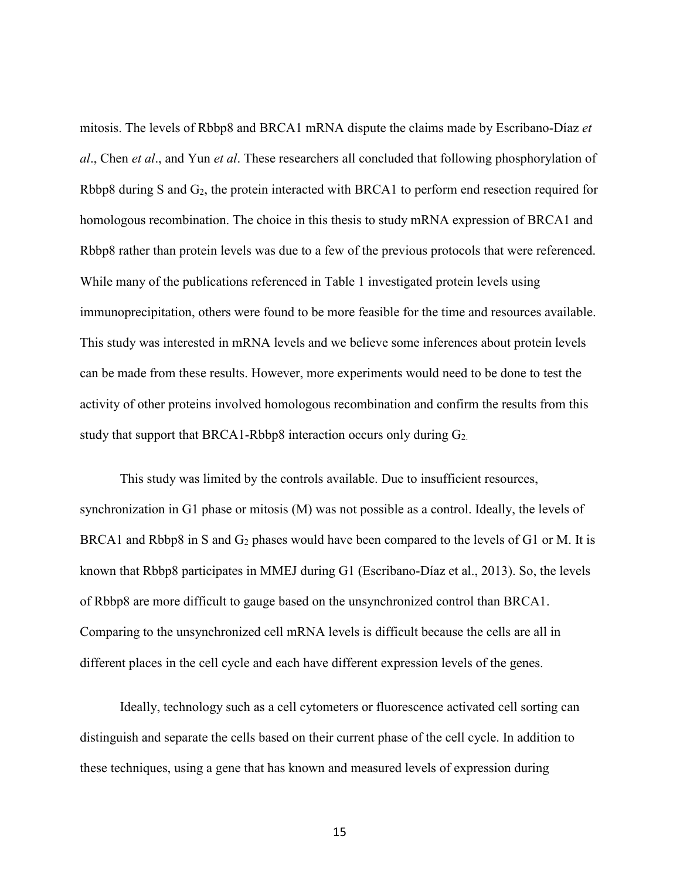mitosis. The levels of Rbbp8 and BRCA1 mRNA dispute the claims made by Escribano-Díaz *et al*., Chen *et al*., and Yun *et al*. These researchers all concluded that following phosphorylation of Rbbp8 during S and $G_2$, the protein interacted with BRCA1 to perform end resection required for homologous recombination. The choice in this thesis to study mRNA expression of BRCA1 and Rbbp8 rather than protein levels was due to a few of the previous protocols that were referenced. While many of the publications referenced in Table 1 investigated protein levels using immunoprecipitation, others were found to be more feasible for the time and resources available. This study was interested in mRNA levels and we believe some inferences about protein levels can be made from these results. However, more experiments would need to be done to test the activity of other proteins involved homologous recombination and confirm the results from this study that support that BRCA1-Rbbp8 interaction occurs only during $G_2$.

This study was limited by the controls available. Due to insufficient resources, synchronization in G1 phase or mitosis (M) was not possible as a control. Ideally, the levels of BRCA1 and Rbbp8 in S and $G_2$ phases would have been compared to the levels of G1 or M. It is known that Rbbp8 participates in MMEJ during G1 (Escribano-Díaz et al., 2013). So, the levels of Rbbp8 are more difficult to gauge based on the unsynchronized control than BRCA1. Comparing to the unsynchronized cell mRNA levels is difficult because the cells are all in different places in the cell cycle and each have different expression levels of the genes.

Ideally, technology such as a cell cytometers or fluorescence activated cell sorting can distinguish and separate the cells based on their current phase of the cell cycle. In addition to these techniques, using a gene that has known and measured levels of expression during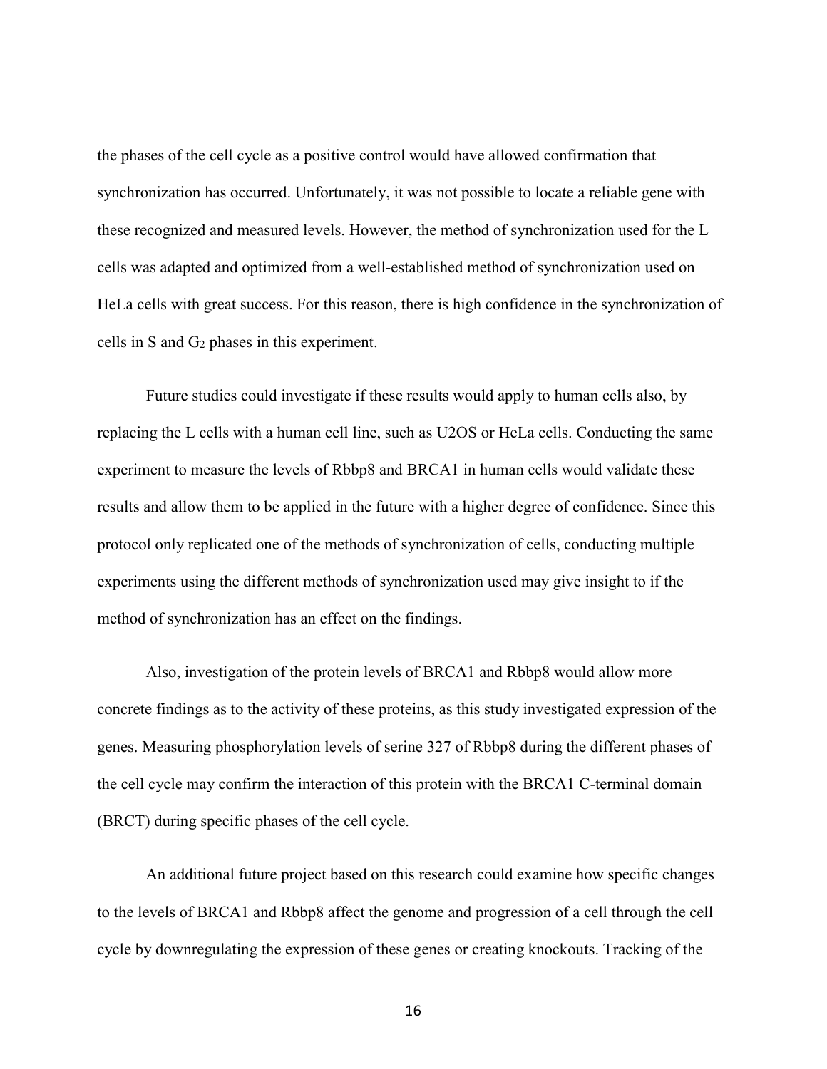the phases of the cell cycle as a positive control would have allowed confirmation that synchronization has occurred. Unfortunately, it was not possible to locate a reliable gene with these recognized and measured levels. However, the method of synchronization used for the L cells was adapted and optimized from a well-established method of synchronization used on HeLa cells with great success. For this reason, there is high confidence in the synchronization of cells in S and $G_2$ phases in this experiment.

Future studies could investigate if these results would apply to human cells also, by replacing the L cells with a human cell line, such as U2OS or HeLa cells. Conducting the same experiment to measure the levels of Rbbp8 and BRCA1 in human cells would validate these results and allow them to be applied in the future with a higher degree of confidence. Since this protocol only replicated one of the methods of synchronization of cells, conducting multiple experiments using the different methods of synchronization used may give insight to if the method of synchronization has an effect on the findings.

Also, investigation of the protein levels of BRCA1 and Rbbp8 would allow more concrete findings as to the activity of these proteins, as this study investigated expression of the genes. Measuring phosphorylation levels of serine 327 of Rbbp8 during the different phases of the cell cycle may confirm the interaction of this protein with the BRCA1 C-terminal domain (BRCT) during specific phases of the cell cycle.

An additional future project based on this research could examine how specific changes to the levels of BRCA1 and Rbbp8 affect the genome and progression of a cell through the cell cycle by downregulating the expression of these genes or creating knockouts. Tracking of the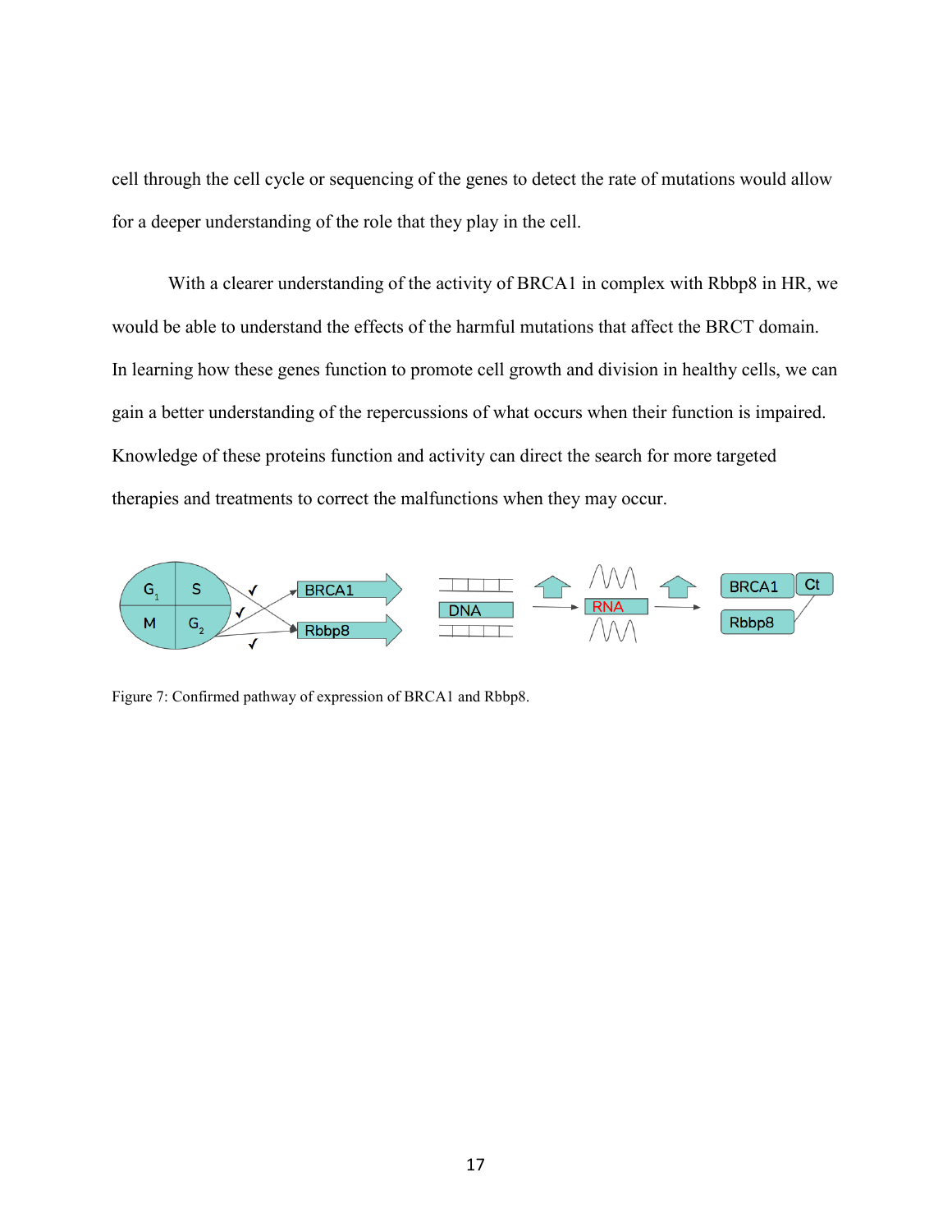cell through the cell cycle or sequencing of the genes to detect the rate of mutations would allow for a deeper understanding of the role that they play in the cell.

With a clearer understanding of the activity of BRCA1 in complex with Rbbp8 in HR, we would be able to understand the effects of the harmful mutations that affect the BRCT domain. In learning how these genes function to promote cell growth and division in healthy cells, we can gain a better understanding of the repercussions of what occurs when their function is impaired. Knowledge of these proteins function and activity can direct the search for more targeted therapies and treatments to correct the malfunctions when they may occur.

Figure 7: Confirmed pathway of expression of BRCA1 and Rbbp8.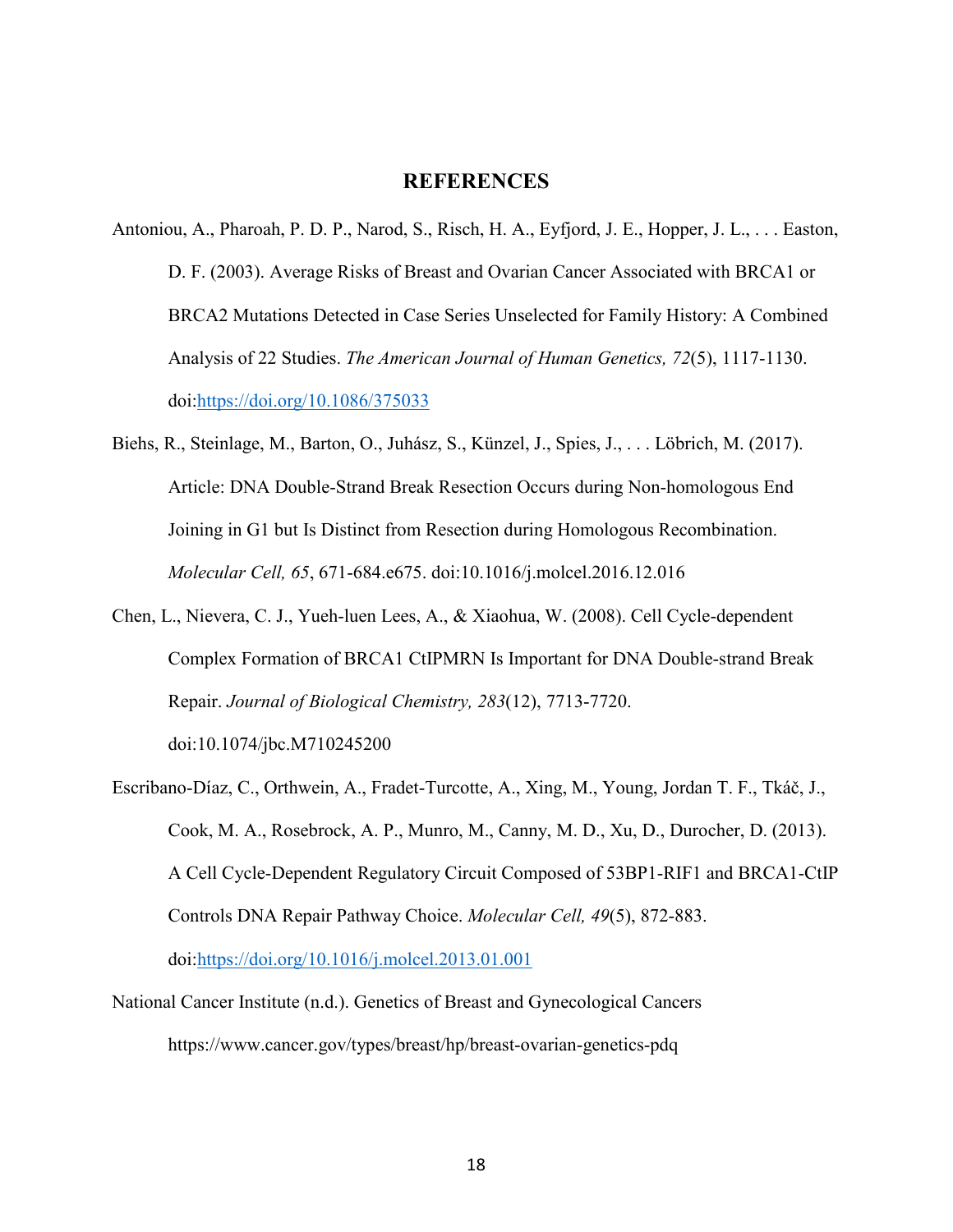# REFERENCES

Antoniou, A., Pharoah, P. D. P., Narod, S., Risch, H. A., Eyfjord, J. E., Hopper, J. L., . . . Easton, D. F. (2003). Average Risks of Breast and Ovarian Cancer Associated with BRCA1 or BRCA2 Mutations Detected in Case Series Unselected for Family History: A Combined Analysis of 22 Studies. *The American Journal of Human Genetics, 72*(5), 1117-1130. doi:https://doi.org/10.1086/375033

Biehs, R., Steinlage, M., Barton, O., Juhász, S., Künzel, J., Spies, J., . . . Löbrich, M. (2017). Article: DNA Double-Strand Break Resection Occurs during Non-homologous End Joining in G1 but Is Distinct from Resection during Homologous Recombination. *Molecular Cell, 65*, 671-684.e675. doi:10.1016/j.molcel.2016.12.016

Chen, L., Nievera, C. J., Yueh-luen Lees, A., & Xiaohua, W. (2008). Cell Cycle-dependent Complex Formation of BRCA1 CtIPMRN Is Important for DNA Double-strand Break Repair. *Journal of Biological Chemistry, 283*(12), 7713-7720. doi:10.1074/jbc.M710245200

Escribano-Díaz, C., Orthwein, A., Fradet-Turcotte, A., Xing, M., Young, Jordan T. F., Tkáč, J., Cook, M. A., Rosebrock, A. P., Munro, M., Canny, M. D., Xu, D., Durocher, D. (2013). A Cell Cycle-Dependent Regulatory Circuit Composed of 53BP1-RIF1 and BRCA1-CtIP Controls DNA Repair Pathway Choice. *Molecular Cell, 49*(5), 872-883. doi:https://doi.org/10.1016/j.molcel.2013.01.001

National Cancer Institute (n.d.). Genetics of Breast and Gynecological Cancers https://www.cancer.gov/types/breast/hp/breast-ovarian-genetics-pdq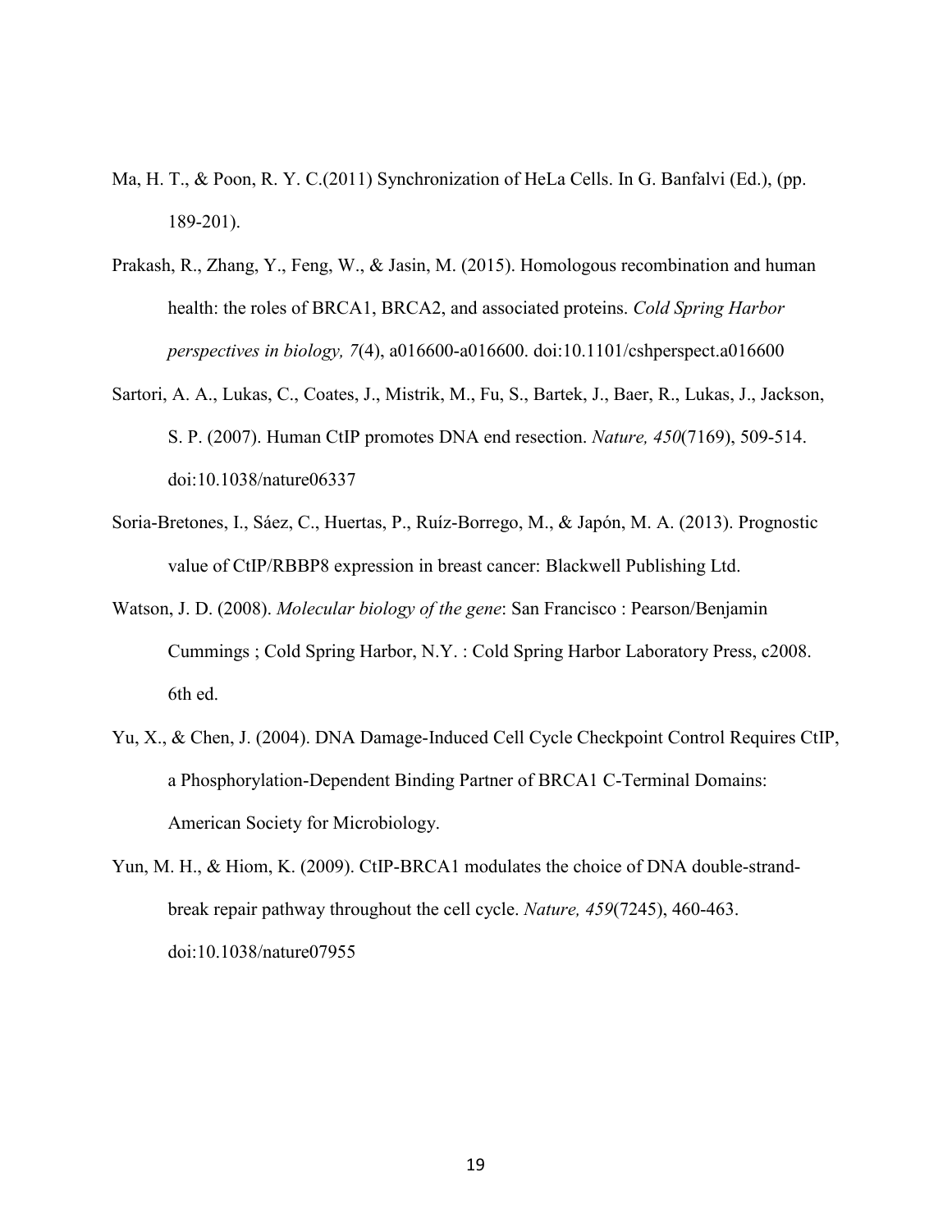Ma, H. T., & Poon, R. Y. C.(2011) Synchronization of HeLa Cells. In G. Banfalvi (Ed.), (pp. 189-201).

Prakash, R., Zhang, Y., Feng, W., & Jasin, M. (2015). Homologous recombination and human health: the roles of BRCA1, BRCA2, and associated proteins. *Cold Spring Harbor perspectives in biology, 7*(4), a016600-a016600. doi:10.1101/cshperspect.a016600

Sartori, A. A., Lukas, C., Coates, J., Mistrik, M., Fu, S., Bartek, J., Baer, R., Lukas, J., Jackson, S. P. (2007). Human CtIP promotes DNA end resection. *Nature, 450*(7169), 509-514. doi:10.1038/nature06337

Soria-Bretones, I., Sáez, C., Huertas, P., Ruíz-Borrego, M., & Japón, M. A. (2013). Prognostic value of CtIP/RBBP8 expression in breast cancer: Blackwell Publishing Ltd.

Watson, J. D. (2008). *Molecular biology of the gene*: San Francisco : Pearson/Benjamin Cummings ; Cold Spring Harbor, N.Y. : Cold Spring Harbor Laboratory Press, c2008. 6th ed.

Yu, X., & Chen, J. (2004). DNA Damage-Induced Cell Cycle Checkpoint Control Requires CtIP, a Phosphorylation-Dependent Binding Partner of BRCA1 C-Terminal Domains: American Society for Microbiology.

Yun, M. H., & Hiom, K. (2009). CtIP-BRCA1 modulates the choice of DNA double-strand-break repair pathway throughout the cell cycle. *Nature, 459*(7245), 460-463. doi:10.1038/nature07955